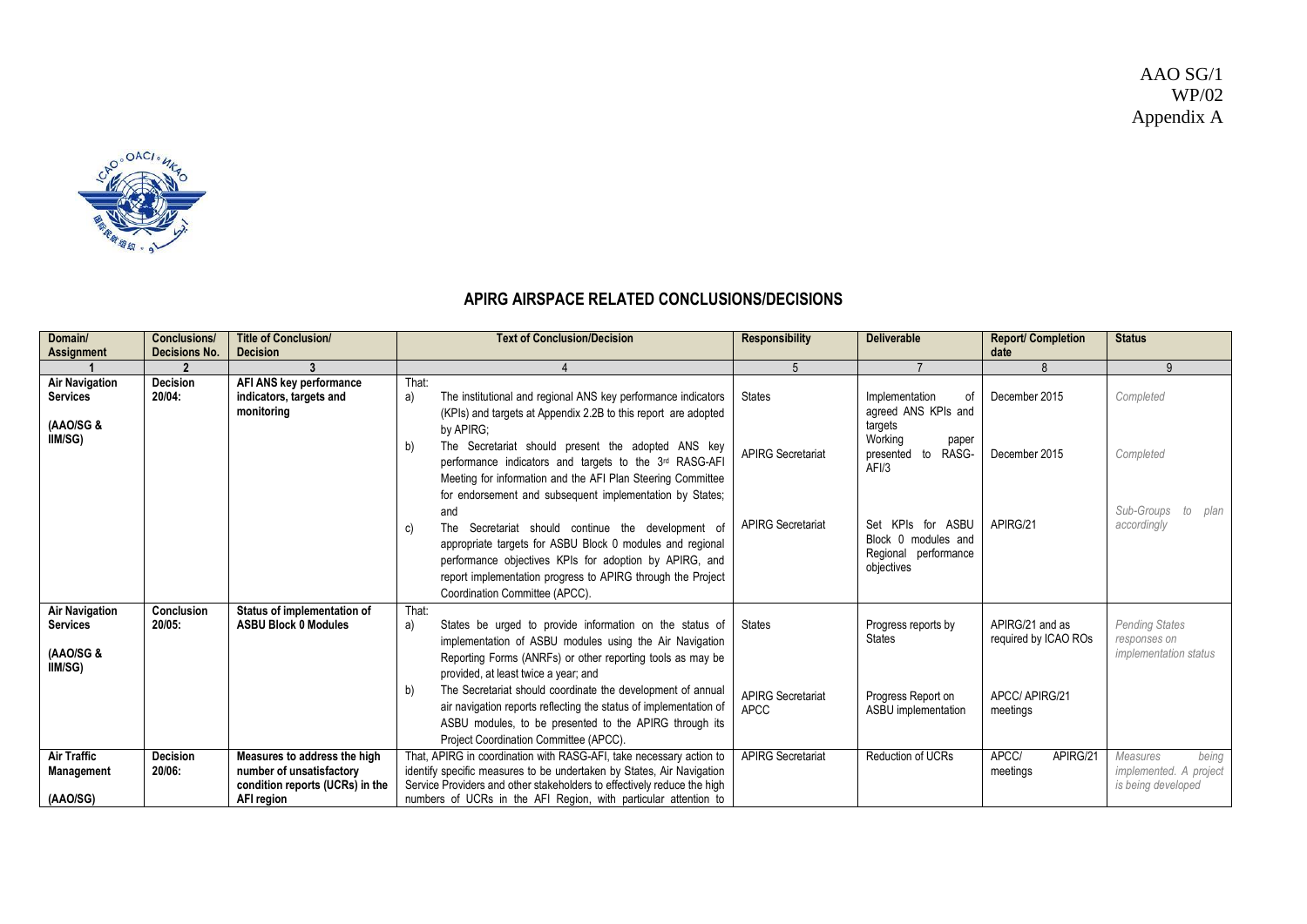AAO SG/1
WP/02
Appendix A

## APIRG AIRSPACE RELATED CONCLUSIONS/DECISIONS

| Domain/ Assignment | Conclusions/ Decisions No. | Title of Conclusion/ Decision | Text of Conclusion/Decision | Responsibility | Deliverable | Report/ Completion date | Status |
|---|---|---|---|---|---|---|---|
| 1 | 2 | 3 | 4 | 5 | 7 | 8 | 9 |
| **Air Navigation Services (AAO/SG & IIM/SG)** | **Decision 20/04:** | **AFI ANS key performance indicators, targets and monitoring** | That: a) The institutional and regional ANS key performance indicators (KPIs) and targets at Appendix 2.2B to this report are adopted by APIRG; b) The Secretariat should present the adopted ANS key performance indicators and targets to the 3rd RASG-AFI Meeting for information and the AFI Plan Steering Committee for endorsement and subsequent implementation by States; and c) The Secretariat should continue the development of appropriate targets for ASBU Block 0 modules and regional performance objectives KPIs for adoption by APIRG, and report implementation progress to APIRG through the Project Coordination Committee (APCC). | States<br><br>APIRG Secretariat<br><br>APIRG Secretariat | Implementation of agreed ANS KPIs and targets<br><br>Working paper presented to RASG-AFI/3<br><br>Set KPIs for ASBU Block 0 modules and Regional performance objectives | December 2015<br><br>December 2015<br><br>APIRG/21 | *Completed*<br><br>*Completed*<br><br>*Sub-Groups to plan accordingly* |
| **Air Navigation Services (AAO/SG & IIM/SG)** | **Conclusion 20/05:** | **Status of implementation of ASBU Block 0 Modules** | That: a) States be urged to provide information on the status of implementation of ASBU modules using the Air Navigation Reporting Forms (ANRFs) or other reporting tools as may be provided, at least twice a year; and b) The Secretariat should coordinate the development of annual air navigation reports reflecting the status of implementation of ASBU modules, to be presented to the APIRG through its Project Coordination Committee (APCC). | States<br><br>APIRG Secretariat APCC | Progress reports by States<br><br>Progress Report on ASBU implementation | APIRG/21 and as required by ICAO ROs<br><br>APCC/ APIRG/21 meetings | *Pending States responses on implementation status* |
| **Air Traffic Management (AAO/SG)** | **Decision 20/06:** | **Measures to address the high number of unsatisfactory condition reports (UCRs) in the AFI region** | That, APIRG in coordination with RASG-AFI, take necessary action to identify specific measures to be undertaken by States, Air Navigation Service Providers and other stakeholders to effectively reduce the high numbers of UCRs in the AFI Region, with particular attention to | APIRG Secretariat | Reduction of UCRs | APCC/ APIRG/21 meetings | *Measures being implemented. A project is being developed* |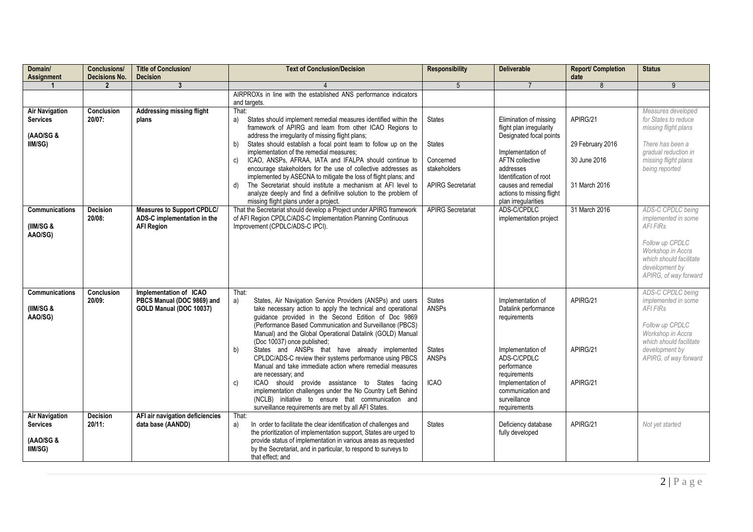| Domain/ Assignment | Conclusions/ Decisions No. | Title of Conclusion/ Decision | Text of Conclusion/Decision | Responsibility | Deliverable | Report/ Completion date | Status |
|---|---|---|---|---|---|---|---|
| 1 | 2 | 3 | 4 | 5 | 7 | 8 | 9 |
| | | | AIRPROXs in line with the established ANS performance indicators and targets. | | | | |
| **Air Navigation Services** (AAO/SG & IIM/SG) | **Conclusion 20/07:** | **Addressing missing flight plans** | That: a) States should implement remedial measures identified within the framework of APIRG and learn from other ICAO Regions to address the irregularity of missing flight plans; b) States should establish a focal point team to follow up on the implementation of the remedial measures; c) ICAO, ANSPs, AFRAA, IATA and IFALPA should continue to encourage stakeholders for the use of collective addresses as implemented by ASECNA to mitigate the loss of flight plans; and d) The Secretariat should institute a mechanism at AFI level to analyze deeply and find a definitive solution to the problem of missing flight plans under a project. | States<br><br>States<br><br>Concerned stakeholders<br><br>APIRG Secretariat | Elimination of missing flight plan irregularity<br>Designated focal points<br><br>Implementation of AFTN collective addresses<br>Identification of root causes and remedial actions to missing flight plan irregularities | APIRG/21<br><br>29 February 2016<br><br>30 June 2016<br><br>31 March 2016 | *Measures developed for States to reduce missing flight plans*<br><br>*There has been a gradual reduction in missing flight plans being reported* |
| **Communications** (IIM/SG & AAO/SG) | **Decision 20/08:** | **Measures to Support CPDLC/ ADS-C implementation in the AFI Region** | That the Secretariat should develop a Project under APIRG framework of AFI Region CPDLC/ADS-C Implementation Planning Continuous Improvement (CPDLC/ADS-C IPCI). | APIRG Secretariat | ADS-C/CPDLC implementation project | 31 March 2016 | *ADS-C CPDLC being implemented in some AFI FIRs*<br><br>*Follow up CPDLC Workshop in Accra which should facilitate development by APIRG, of way forward* |
| **Communications** (IIM/SG & AAO/SG) | **Conclusion 20/09:** | **Implementation of ICAO PBCS Manual (DOC 9869) and GOLD Manual (DOC 10037)** | That: a) States, Air Navigation Service Providers (ANSPs) and users take necessary action to apply the technical and operational guidance provided in the Second Edition of Doc 9869 (Performance Based Communication and Surveillance (PBCS) Manual) and the Global Operational Datalink (GOLD) Manual (Doc 10037) once published; b) States and ANSPs that have already implemented CPLDC/ADS-C review their systems performance using PBCS Manual and take immediate action where remedial measures are necessary; and c) ICAO should provide assistance to States facing implementation challenges under the No Country Left Behind (NCLB) initiative to ensure that communication and surveillance requirements are met by all AFI States. | States<br>ANSPs<br><br>States<br>ANSPs<br><br>ICAO | Implementation of Datalink performance requirements<br><br>Implementation of ADS-C/CPDLC performance requirements<br><br>Implementation of communication and surveillance requirements | APIRG/21<br><br>APIRG/21<br><br>APIRG/21 | *ADS-C CPDLC being implemented in some AFI FIRs*<br><br>*Follow up CPDLC Workshop in Accra which should facilitate development by APIRG, of way forward* |
| **Air Navigation Services** (AAO/SG & IIM/SG) | **Decision 20/11:** | **AFI air navigation deficiencies data base (AANDD)** | That: a) In order to facilitate the clear identification of challenges and the prioritization of implementation support, States are urged to provide status of implementation in various areas as requested by the Secretariat, and in particular, to respond to surveys to that effect; and | States | Deficiency database fully developed | APIRG/21 | *Not yet started* |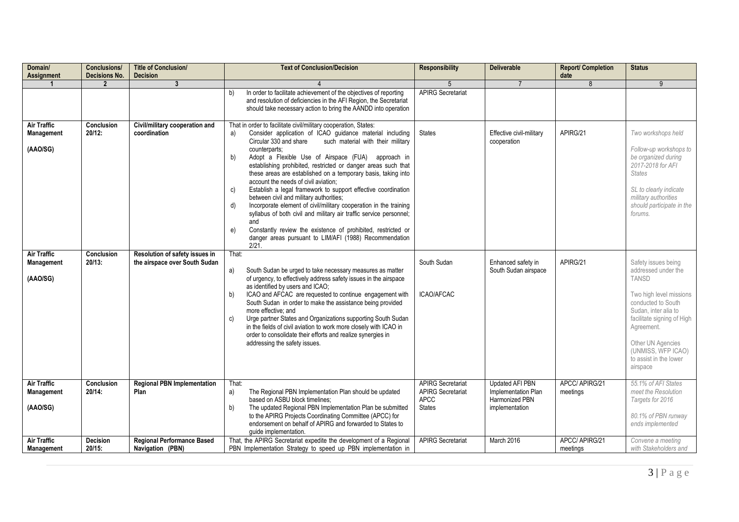| Domain/ Assignment | Conclusions/ Decisions No. | Title of Conclusion/ Decision | Text of Conclusion/Decision | Responsibility | Deliverable | Report/ Completion date | Status |
|---|---|---|---|---|---|---|---|
| 1 | 2 | 3 | 4 | 5 | 7 | 8 | 9 |
| | | | b) In order to facilitate achievement of the objectives of reporting and resolution of deficiencies in the AFI Region, the Secretariat should take necessary action to bring the AANDD into operation | APIRG Secretariat | | | |
| **Air Traffic Management (AAO/SG)** | **Conclusion 20/12:** | **Civil/military cooperation and coordination** | That in order to facilitate civil/military cooperation, States: a) Consider application of ICAO guidance material including Circular 330 and share such material with their military counterparts; b) Adopt a Flexible Use of Airspace (FUA) approach in establishing prohibited, restricted or danger areas such that these areas are established on a temporary basis, taking into account the needs of civil aviation; c) Establish a legal framework to support effective coordination between civil and military authorities; d) Incorporate element of civil/military cooperation in the training syllabus of both civil and military air traffic service personnel; and e) Constantly review the existence of prohibited, restricted or danger areas pursuant to LIM/AFI (1988) Recommendation 2/21. | States | Effective civil-military cooperation | APIRG/21 | *Two workshops held* *Follow-up workshops to be organized during 2017-2018 for AFI States* *SL to clearly indicate military authorities should participate in the forums.* |
| **Air Traffic Management (AAO/SG)** | **Conclusion 20/13:** | **Resolution of safety issues in the airspace over South Sudan** | That: a) South Sudan be urged to take necessary measures as matter of urgency, to effectively address safety issues in the airspace as identified by users and ICAO; b) ICAO and AFCAC are requested to continue engagement with South Sudan in order to make the assistance being provided more effective; and c) Urge partner States and Organizations supporting South Sudan in the fields of civil aviation to work more closely with ICAO in order to consolidate their efforts and realize synergies in addressing the safety issues. | South Sudan ICAO/AFCAC | Enhanced safety in South Sudan airspace | APIRG/21 | Safety issues being addressed under the TANSD Two high level missions conducted to South Sudan, inter alia to facilitate signing of High Agreement. Other UN Agencies (UNMISS, WFP ICAO) to assist in the lower airspace |
| **Air Traffic Management (AAO/SG)** | **Conclusion 20/14:** | **Regional PBN Implementation Plan** | That: a) The Regional PBN Implementation Plan should be updated based on ASBU block timelines; b) The updated Regional PBN Implementation Plan be submitted to the APIRG Projects Coordinating Committee (APCC) for endorsement on behalf of APIRG and forwarded to States to guide implementation. | APIRG Secretariat APIRG Secretariat APCC States | Updated AFI PBN Implementation Plan Harmonized PBN implementation | APCC/ APIRG/21 meetings | *55.1% of AFI States meet the Resolution Targets for 2016* *80.1% of PBN runway ends implemented* |
| **Air Traffic Management** | **Decision 20/15:** | **Regional Performance Based Navigation (PBN)** | That, the APIRG Secretariat expedite the development of a Regional PBN Implementation Strategy to speed up PBN implementation in | APIRG Secretariat | March 2016 | APCC/ APIRG/21 meetings | *Convene a meeting with Stakeholders and* |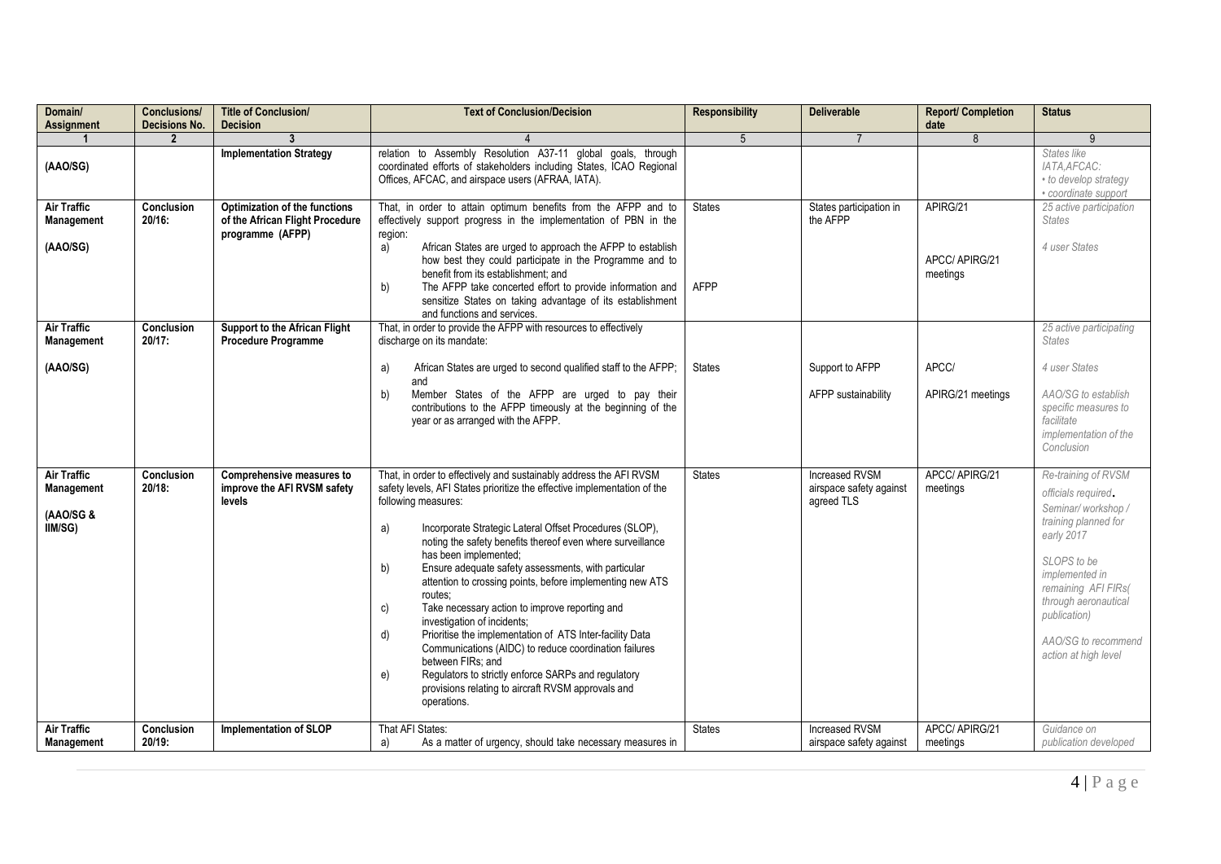| Domain/ Assignment | Conclusions/ Decisions No. | Title of Conclusion/ Decision | Text of Conclusion/Decision | Responsibility | Deliverable | Report/ Completion date | Status |
|---|---|---|---|---|---|---|---|
| 1 | 2 | 3 | 4 | 5 | 7 | 8 | 9 |
| (AAO/SG) | | **Implementation Strategy** | relation to Assembly Resolution A37-11 global goals, through coordinated efforts of stakeholders including States, ICAO Regional Offices, AFCAC, and airspace users (AFRAA, IATA). | | | | *States like IATA,AFCAC:* <br> *• to develop strategy* <br> *• coordinate support* |
| **Air Traffic Management** <br><br> **(AAO/SG)** | **Conclusion 20/16:** | **Optimization of the functions of the African Flight Procedure programme (AFPP)** | That, in order to attain optimum benefits from the AFPP and to effectively support progress in the implementation of PBN in the region: <br> a) African States are urged to approach the AFPP to establish how best they could participate in the Programme and to benefit from its establishment; and <br> b) The AFPP take concerted effort to provide information and sensitize States on taking advantage of its establishment and functions and services. | States <br><br><br><br> AFPP | States participation in the AFPP | APIRG/21 <br><br> APCC/ APIRG/21 meetings | *25 active participation States* <br><br> *4 user States* |
| **Air Traffic Management** <br><br> **(AAO/SG)** | **Conclusion 20/17:** | **Support to the African Flight Procedure Programme** | That, in order to provide the AFPP with resources to effectively discharge on its mandate: <br><br> a) African States are urged to second qualified staff to the AFPP; and <br> b) Member States of the AFPP are urged to pay their contributions to the AFPP timeously at the beginning of the year or as arranged with the AFPP. | States | Support to AFPP <br><br> AFPP sustainability | APCC/ <br><br> APIRG/21 meetings | *25 active participating States* <br><br> *4 user States* <br><br> *AAO/SG to establish specific measures to facilitate implementation of the Conclusion* |
| **Air Traffic Management** <br><br> **(AAO/SG & IIM/SG)** | **Conclusion 20/18:** | **Comprehensive measures to improve the AFI RVSM safety levels** | That, in order to effectively and sustainably address the AFI RVSM safety levels, AFI States prioritize the effective implementation of the following measures: <br><br> a) Incorporate Strategic Lateral Offset Procedures (SLOP), noting the safety benefits thereof even where surveillance has been implemented; <br> b) Ensure adequate safety assessments, with particular attention to crossing points, before implementing new ATS routes; <br> c) Take necessary action to improve reporting and investigation of incidents; <br> d) Prioritise the implementation of ATS Inter-facility Data Communications (AIDC) to reduce coordination failures between FIRs; and <br> e) Regulators to strictly enforce SARPs and regulatory provisions relating to aircraft RVSM approvals and operations. | States | Increased RVSM airspace safety against agreed TLS | APCC/ APIRG/21 meetings | *Re-training of RVSM officials required.* <br> *Seminar/ workshop / training planned for early 2017* <br><br> *SLOPS to be implemented in remaining AFI FIRs( through aeronautical publication)* <br><br> *AAO/SG to recommend action at high level* |
| **Air Traffic Management** | **Conclusion 20/19:** | **Implementation of SLOP** | That AFI States: <br> a) As a matter of urgency, should take necessary measures in | States | Increased RVSM airspace safety against | APCC/ APIRG/21 meetings | *Guidance on publication developed* |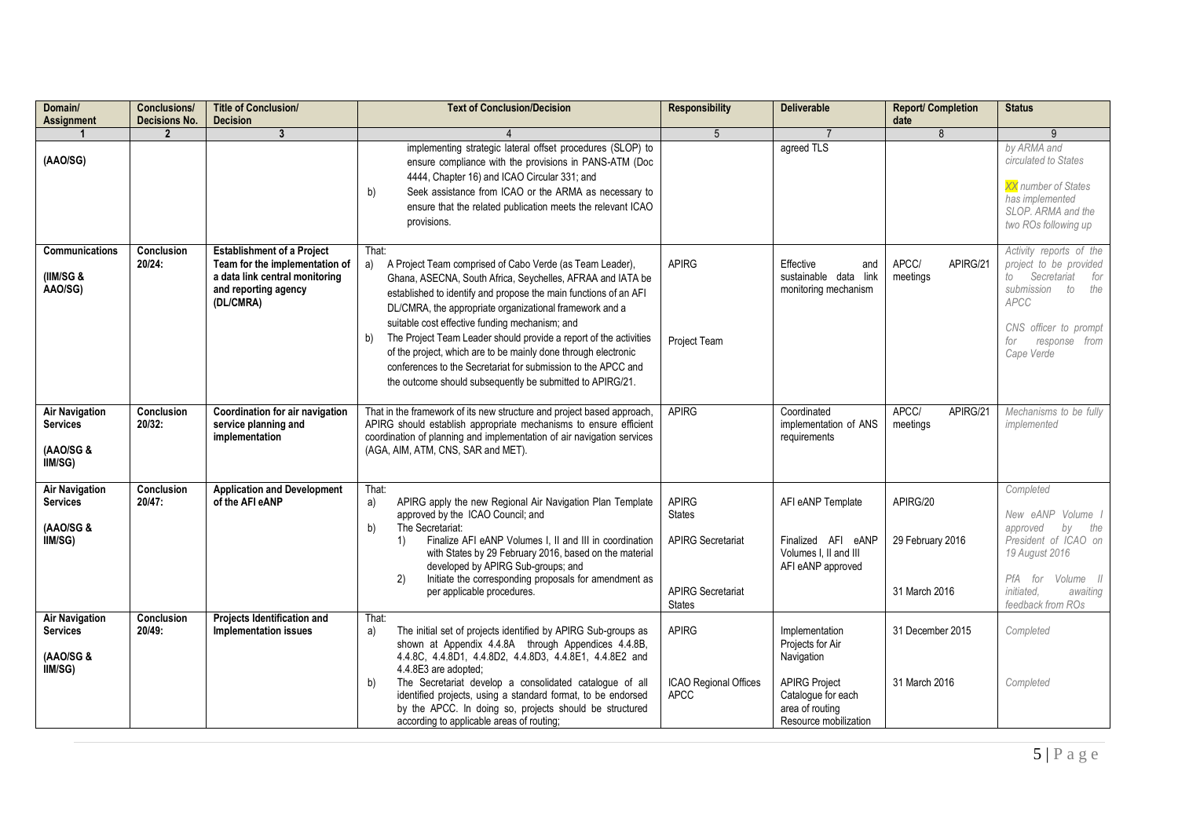| Domain/ Assignment | Conclusions/ Decisions No. | Title of Conclusion/ Decision | Text of Conclusion/Decision | Responsibility | Deliverable | Report/ Completion date | Status |
|---|---|---|---|---|---|---|---|
| 1 | 2 | 3 | 4 | 5 | 7 | 8 | 9 |
| (AAO/SG) | | | implementing strategic lateral offset procedures (SLOP) to ensure compliance with the provisions in PANS-ATM (Doc 4444, Chapter 16) and ICAO Circular 331; and<br>b) Seek assistance from ICAO or the ARMA as necessary to ensure that the related publication meets the relevant ICAO provisions. | | agreed TLS | | *by ARMA and circulated to States*<br>*XX number of States has implemented SLOP. ARMA and the two ROs following up* |
| **Communications**<br>**(IIM/SG & AAO/SG)** | **Conclusion 20/24:** | **Establishment of a Project Team for the implementation of a data link central monitoring and reporting agency (DL/CMRA)** | That:<br>a) A Project Team comprised of Cabo Verde (as Team Leader), Ghana, ASECNA, South Africa, Seychelles, AFRAA and IATA be established to identify and propose the main functions of an AFI DL/CMRA, the appropriate organizational framework and a suitable cost effective funding mechanism; and<br>b) The Project Team Leader should provide a report of the activities of the project, which are to be mainly done through electronic conferences to the Secretariat for submission to the APCC and the outcome should subsequently be submitted to APIRG/21. | APIRG<br><br>Project Team | Effective and sustainable data link monitoring mechanism | APCC/ APIRG/21 meetings | *Activity reports of the project to be provided to Secretariat for submission to the APCC*<br>*CNS officer to prompt for response from Cape Verde* |
| **Air Navigation Services**<br>**(AAO/SG & IIM/SG)** | **Conclusion 20/32:** | **Coordination for air navigation service planning and implementation** | That in the framework of its new structure and project based approach, APIRG should establish appropriate mechanisms to ensure efficient coordination of planning and implementation of air navigation services (AGA, AIM, ATM, CNS, SAR and MET). | APIRG | Coordinated implementation of ANS requirements | APCC/ APIRG/21 meetings | *Mechanisms to be fully implemented* |
| **Air Navigation Services**<br>**(AAO/SG & IIM/SG)** | **Conclusion 20/47:** | **Application and Development of the AFI eANP** | That:<br>a) APIRG apply the new Regional Air Navigation Plan Template approved by the ICAO Council; and<br>b) The Secretariat:<br>1) Finalize AFI eANP Volumes I, II and III in coordination with States by 29 February 2016, based on the material developed by APIRG Sub-groups; and<br>2) Initiate the corresponding proposals for amendment as per applicable procedures. | APIRG<br>States<br>APIRG Secretariat<br><br>APIRG Secretariat<br>States | AFI eANP Template<br><br>Finalized AFI eANP Volumes I, II and III<br>AFI eANP approved | APIRG/20<br><br>29 February 2016<br><br>31 March 2016 | *Completed*<br>*New eANP Volume I approved by the President of ICAO on 19 August 2016*<br>*PfA for Volume II initiated, awaiting feedback from ROs* |
| **Air Navigation Services**<br>**(AAO/SG & IIM/SG)** | **Conclusion 20/49:** | **Projects Identification and Implementation issues** | That:<br>a) The initial set of projects identified by APIRG Sub-groups as shown at Appendix 4.4.8A through Appendices 4.4.8B, 4.4.8C, 4.4.8D1, 4.4.8D2, 4.4.8D3, 4.4.8E1, 4.4.8E2 and 4.4.8E3 are adopted;<br>b) The Secretariat develop a consolidated catalogue of all identified projects, using a standard format, to be endorsed by the APCC. In doing so, projects should be structured according to applicable areas of routing; | APIRG<br><br>ICAO Regional Offices<br>APCC | Implementation Projects for Air Navigation<br><br>APIRG Project Catalogue for each area of routing<br>Resource mobilization | 31 December 2015<br><br>31 March 2016 | *Completed*<br><br>*Completed* |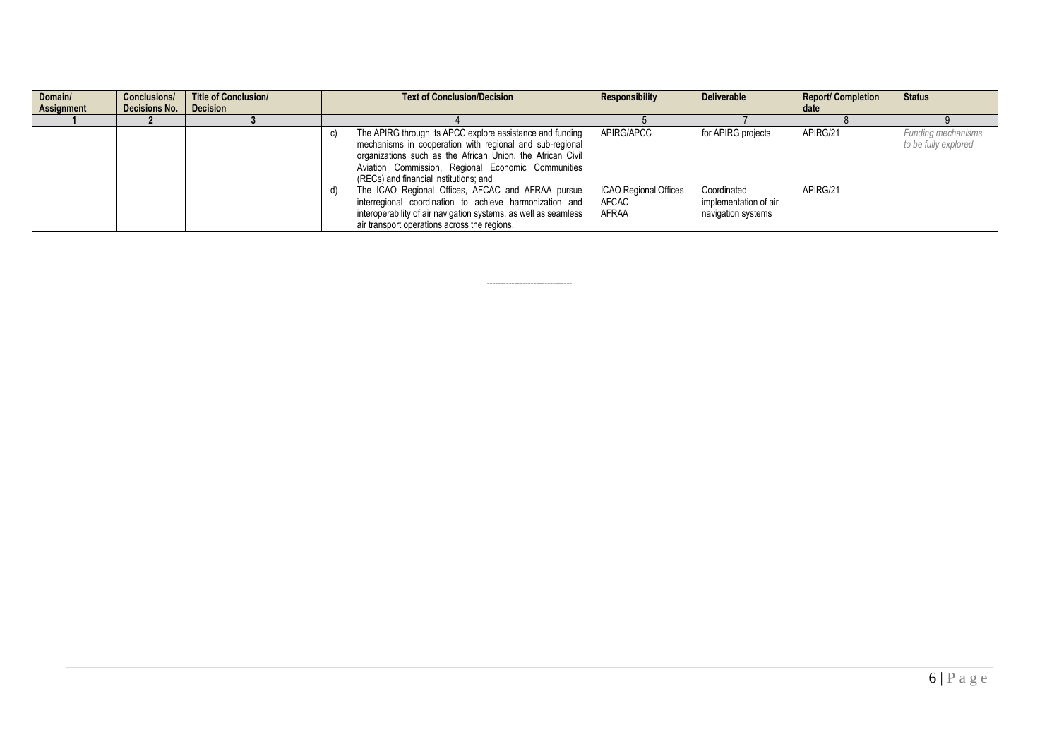| Domain/ Assignment | Conclusions/ Decisions No. | Title of Conclusion/ Decision | Text of Conclusion/Decision | Responsibility | Deliverable | Report/ Completion date | Status |
|---|---|---|---|---|---|---|---|
| 1 | 2 | 3 | 4 | 5 | 7 | 8 | 9 |
| | | | c) The APIRG through its APCC explore assistance and funding mechanisms in cooperation with regional and sub-regional organizations such as the African Union, the African Civil Aviation Commission, Regional Economic Communities (RECs) and financial institutions; and | APIRG/APCC | for APIRG projects | APIRG/21 | *Funding mechanisms to be fully explored* |
| | | | d) The ICAO Regional Offices, AFCAC and AFRAA pursue interregional coordination to achieve harmonization and interoperability of air navigation systems, as well as seamless air transport operations across the regions. | ICAO Regional Offices AFCAC AFRAA | Coordinated implementation of air navigation systems | APIRG/21 | |

------------------------------